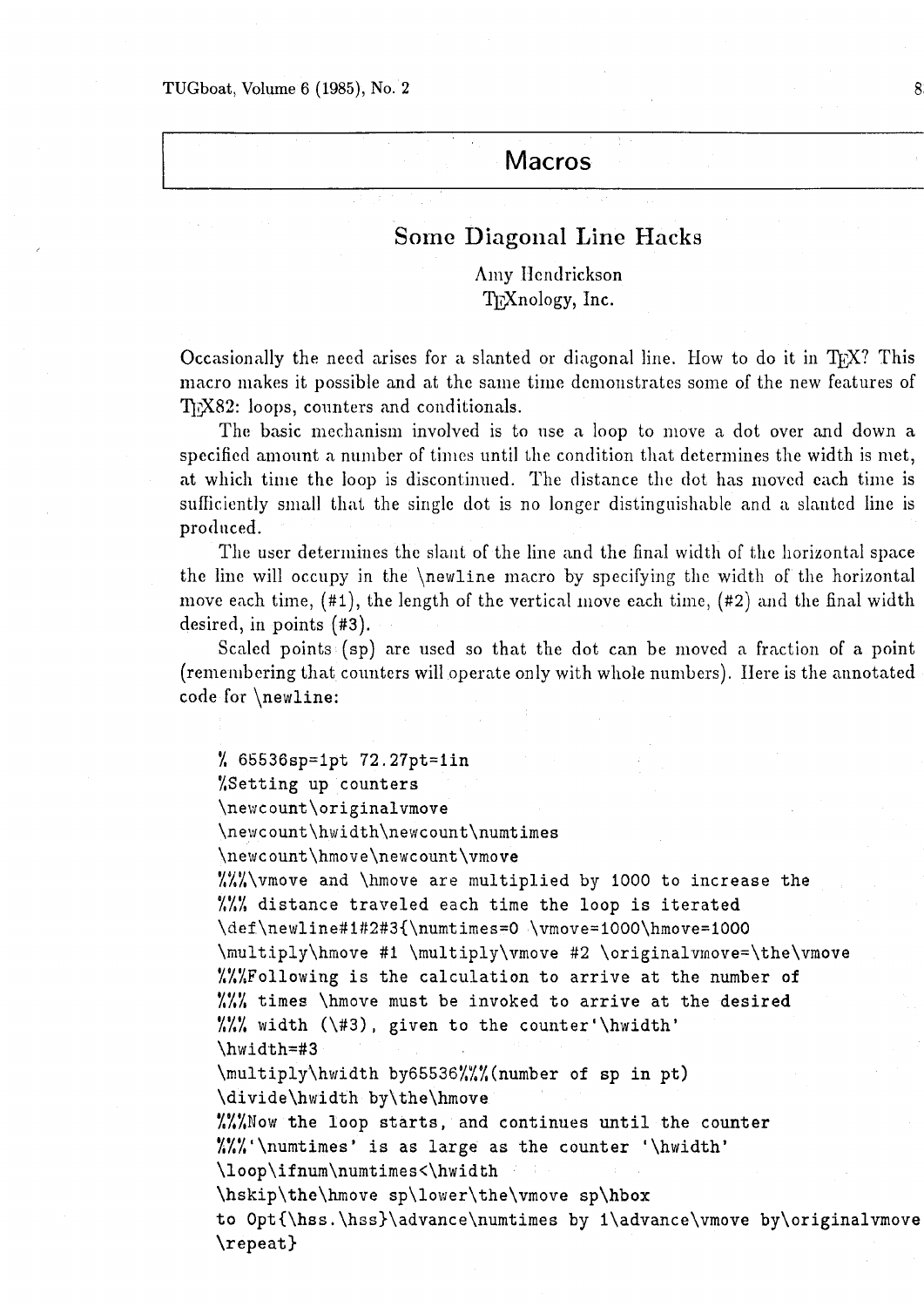# Macros

## Some Diagonal Line Hacks

Amy Hendrickson
TEXnology, Inc.

Occasionally the need arises for a slanted or diagonal line. How to do it in TEX? This macro makes it possible and at the same time demonstrates some of the new features of TEX82: loops, counters and conditionals.

The basic mechanism involved is to use a loop to move a dot over and down a specified amount a number of times until the condition that determines the width is met, at which time the loop is discontinued. The distance the dot has moved each time is sufficiently small that the single dot is no longer distinguishable and a slanted line is produced.

The user determines the slant of the line and the final width of the horizontal space the line will occupy in the \newline macro by specifying the width of the horizontal move each time, (#1), the length of the vertical move each time, (#2) and the final width desired, in points (#3).

Scaled points (sp) are used so that the dot can be moved a fraction of a point (remembering that counters will operate only with whole numbers). Here is the annotated code for \newline:

```
% 65536sp=1pt 72.27pt=1in
%Setting up counters
\newcount\originalvmove
\newcount\hwidth\newcount\numtimes
\newcount\hmove\newcount\vmove
%%%\vmove and \hmove are multiplied by 1000 to increase the
%%% distance traveled each time the loop is iterated
\def\newline#1#2#3{\numtimes=0 \vmove=1000\hmove=1000
\multiply\hmove #1 \multiply\vmove #2 \originalvmove=\the\vmove
%%%Following is the calculation to arrive at the number of
%%% times \hmove must be invoked to arrive at the desired
%%% width (\#3), given to the counter'\hwidth'
\hwidth=#3
\multiply\hwidth by65536%%%(number of sp in pt)
\divide\hwidth by\the\hmove
%%%Now the loop starts, and continues until the counter
%%%'\numtimes' is as large as the counter '\hwidth'
\loop\ifnum\numtimes<\hwidth
\hskip\the\hmove sp\lower\the\vmove sp\hbox
to 0pt{\hss.\hss}\advance\numtimes by 1\advance\vmove by\originalvmove
\repeat}
```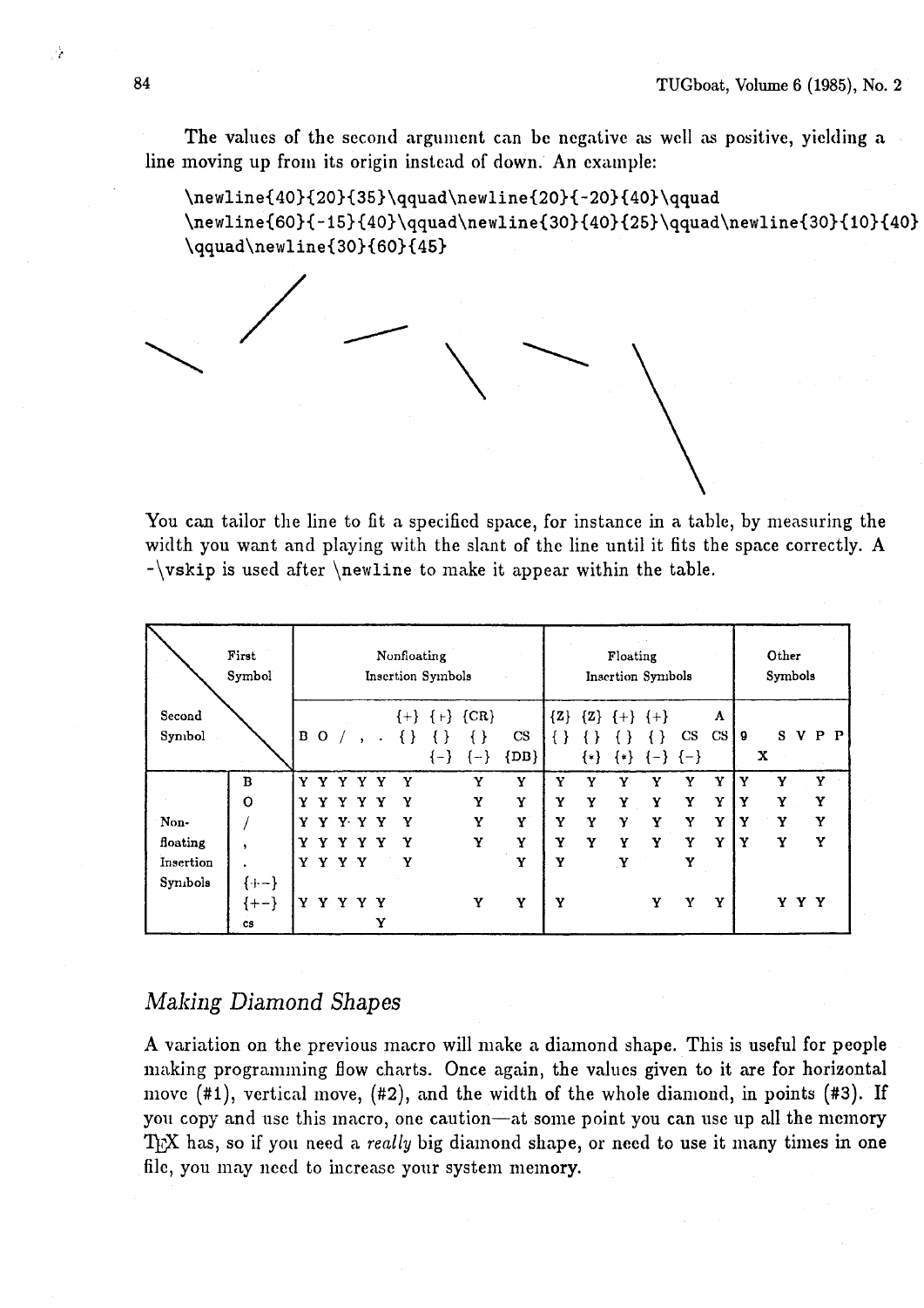The values of the second argument can be negative as well as positive, yielding a line moving up from its origin instead of down. An example:

```
\newline{40}{20}{35}\qquad\newline{20}{-20}{40}\qquad
\newline{60}{-15}{40}\qquad\newline{30}{40}{25}\qquad\newline{30}{10}{40}
\qquad\newline{30}{60}{45}
```

You can tailor the line to fit a specified space, for instance in a table, by measuring the width you want and playing with the slant of the line until it fits the space correctly. A -\vskip is used after \newline to make it appear within the table.

| Second Symbol \ First Symbol | | Nonfloating Insertion Symbols | | | | | | | | | Floating Insertion Symbols | | | | | | Other Symbols | | | | | |
|---|---|---|---|---|---|---|---|---|---|---|---|---|---|---|---|---|---|---|---|---|---|---|
| | | B | O | / | , | . | {+} {} | {+} {} {-} | {CR} {} {-} | CS {DB} | {Z} {} | {Z} {} {*} | {+} {} {*} | {+} {} {-} | CS {-} | A CS | 9 | X | S | V | P | P |
| Non-floating Insertion Symbols | B | Y | Y | Y | Y | Y | Y | | Y | Y | Y | Y | Y | Y | Y | Y | Y | | Y | | Y | |
| | O | Y | Y | Y | Y | Y | Y | | Y | Y | Y | Y | Y | Y | Y | Y | Y | | Y | | Y | |
| | / | Y | Y | Y | Y | Y | Y | | Y | Y | Y | Y | Y | Y | Y | Y | Y | | Y | | Y | |
| | , | Y | Y | Y | Y | Y | Y | | Y | Y | Y | Y | Y | Y | Y | Y | Y | | Y | | Y | |
| | . | Y | Y | Y | Y | | Y | | | Y | Y | | Y | | Y | | | | | | | |
| | {+-} | | | | | | | | | | | | | | | | | | | | | |
| | {+-} | Y | Y | Y | Y | Y | | | Y | Y | Y | | | Y | Y | Y | | | Y | Y | Y | |
| | cs | | | | | Y | | | | | | | | | | | | | | | | |

## *Making Diamond Shapes*

A variation on the previous macro will make a diamond shape. This is useful for people making programming flow charts. Once again, the values given to it are for horizontal move (#1), vertical move, (#2), and the width of the whole diamond, in points (#3). If you copy and use this macro, one caution—at some point you can use up all the memory TeX has, so if you need a *really* big diamond shape, or need to use it many times in one file, you may need to increase your system memory.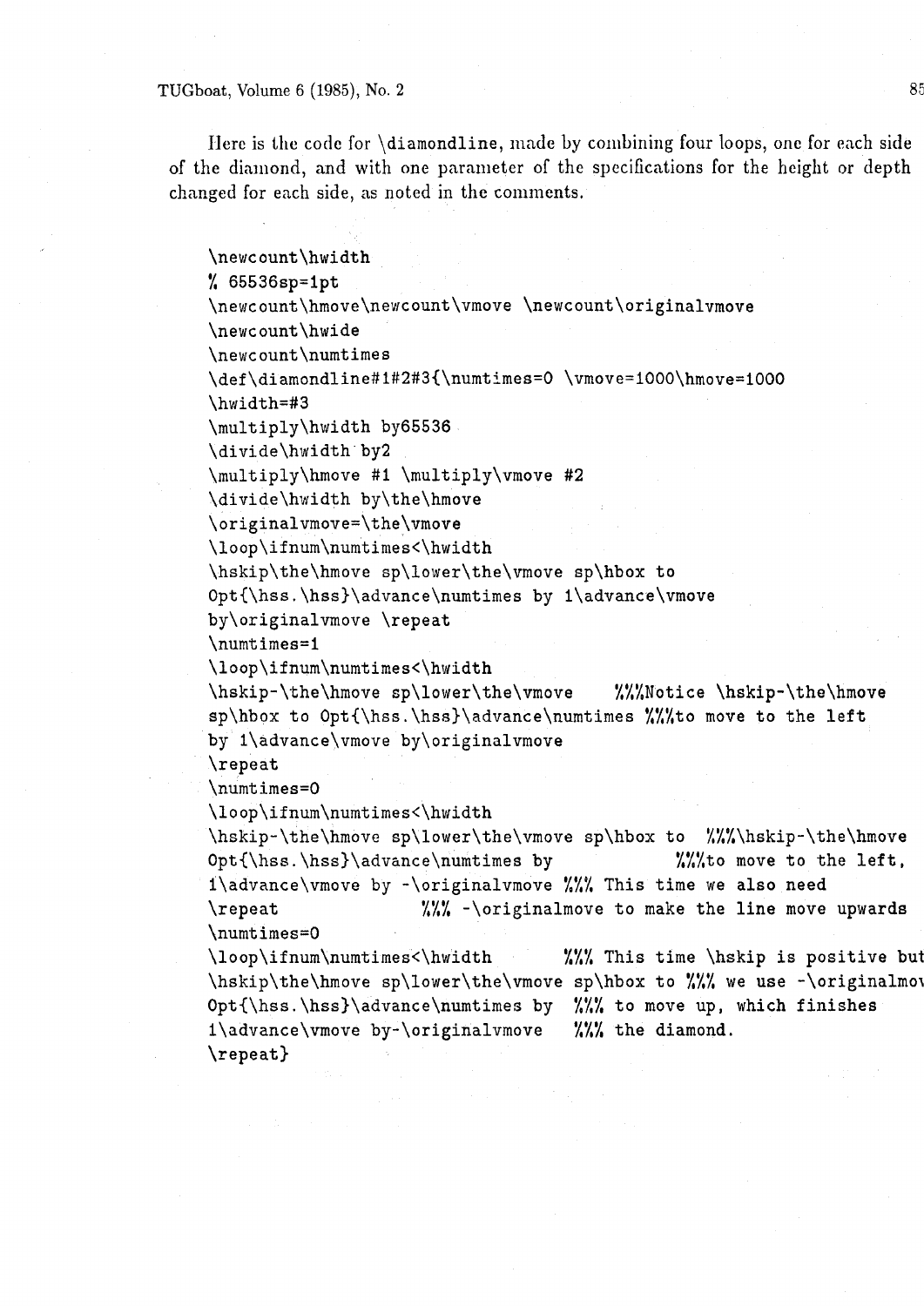Here is the code for `\diamondline`, made by combining four loops, one for each side of the diamond, and with one parameter of the specifications for the height or depth changed for each side, as noted in the comments.

```
\newcount\hwidth
% 65536sp=1pt
\newcount\hmove\newcount\vmove \newcount\originalvmove
\newcount\hwide
\newcount\numtimes
\def\diamondline#1#2#3{\numtimes=0 \vmove=1000\hmove=1000
\hwidth=#3
\multiply\hwidth by65536
\divide\hwidth by2
\multiply\hmove #1 \multiply\vmove #2
\divide\hwidth by\the\hmove
\originalvmove=\the\vmove
\loop\ifnum\numtimes<\hwidth
\hskip\the\hmove sp\lower\the\vmove sp\hbox to
0pt{\hss.\hss}\advance\numtimes by 1\advance\vmove
by\originalvmove \repeat
\numtimes=1
\loop\ifnum\numtimes<\hwidth
\hskip-\the\hmove sp\lower\the\vmove    %%%Notice \hskip-\the\hmove
sp\hbox to 0pt{\hss.\hss}\advance\numtimes %%%to move to the left
by 1\advance\vmove by\originalvmove
\repeat
\numtimes=0
\loop\ifnum\numtimes<\hwidth
\hskip-\the\hmove sp\lower\the\vmove sp\hbox to  %%%\hskip-\the\hmove
0pt{\hss.\hss}\advance\numtimes by             %%%to move to the left,
1\advance\vmove by -\originalvmove %%% This time we also need
\repeat                  %%% -\originalmove to make the line move upwards
\numtimes=0
\loop\ifnum\numtimes<\hwidth        %%% This time \hskip is positive but
\hskip\the\hmove sp\lower\the\vmove sp\hbox to %%% we use -\originalmov
0pt{\hss.\hss}\advance\numtimes by  %%% to move up, which finishes
1\advance\vmove by-\originalvmove   %%% the diamond.
\repeat}
```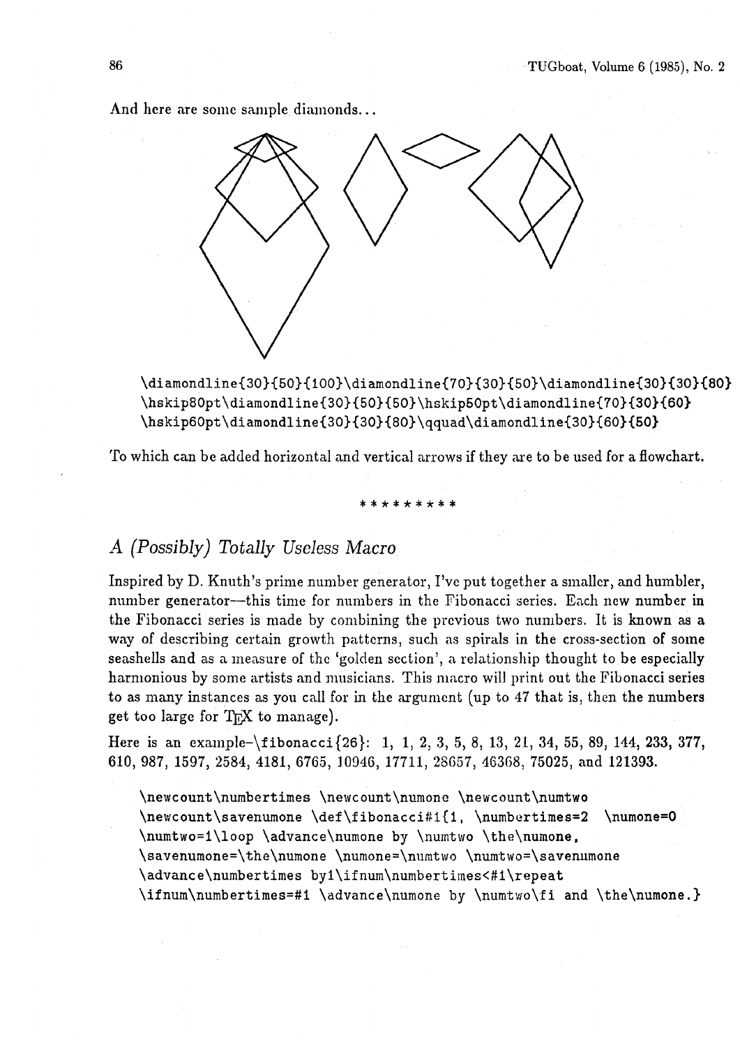And here are some sample diamonds...

```
\diamondline{30}{50}{100}\diamondline{70}{30}{50}\diamondline{30}{30}{80}
\hskip80pt\diamondline{30}{50}{50}\hskip50pt\diamondline{70}{30}{60}
\hskip60pt\diamondline{30}{30}{80}\qquad\diamondline{30}{60}{50}
```

To which can be added horizontal and vertical arrows if they are to be used for a flowchart.

\*\*\*\*\*\*\*\*\*

## *A (Possibly) Totally Useless Macro*

Inspired by D. Knuth's prime number generator, I've put together a smaller, and humbler, number generator—this time for numbers in the Fibonacci series. Each new number in the Fibonacci series is made by combining the previous two numbers. It is known as a way of describing certain growth patterns, such as spirals in the cross-section of some seashells and as a measure of the 'golden section', a relationship thought to be especially harmonious by some artists and musicians. This macro will print out the Fibonacci series to as many instances as you call for in the argument (up to 47 that is, then the numbers get too large for TeX to manage).

Here is an example–\fibonacci{26}: **1, 1, 2, 3, 5, 8, 13, 21, 34, 55, 89, 144, 233, 377, 610, 987, 1597, 2584, 4181, 6765, 10946, 17711, 28657, 46368, 75025, and 121393.**

```
\newcount\numbertimes \newcount\numone \newcount\numtwo
\newcount\savenumone \def\fibonacci#1{1, \numbertimes=2  \numone=0
\numtwo=1\loop \advance\numone by \numtwo \the\numone,
\savenumone=\the\numone \numone=\numtwo \numtwo=\savenumone
\advance\numbertimes by1\ifnum\numbertimes<#1\repeat
\ifnum\numbertimes=#1 \advance\numone by \numtwo\fi and \the\numone.}
```